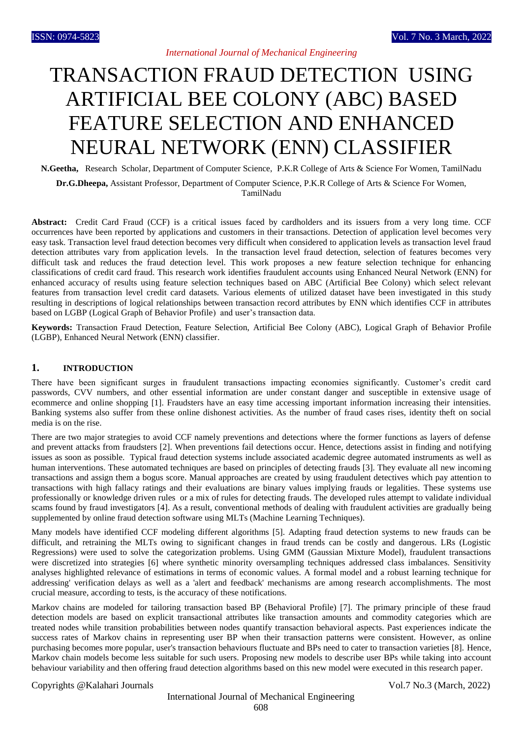# TRANSACTION FRAUD DETECTION USING ARTIFICIAL BEE COLONY (ABC) BASED FEATURE SELECTION AND ENHANCED NEURAL NETWORK (ENN) CLASSIFIER

**N.Geetha,** Research Scholar, Department of Computer Science, P.K.R College of Arts & Science For Women, TamilNadu

**Dr.G.Dheepa,** Assistant Professor, Department of Computer Science, P.K.R College of Arts & Science For Women, TamilNadu

**Abstract:** Credit Card Fraud (CCF) is a critical issues faced by cardholders and its issuers from a very long time. CCF occurrences have been reported by applications and customers in their transactions. Detection of application level becomes very easy task. Transaction level fraud detection becomes very difficult when considered to application levels as transaction level fraud detection attributes vary from application levels. In the transaction level fraud detection, selection of features becomes very difficult task and reduces the fraud detection level. This work proposes a new feature selection technique for enhancing classifications of credit card fraud. This research work identifies fraudulent accounts using Enhanced Neural Network (ENN) for enhanced accuracy of results using feature selection techniques based on ABC (Artificial Bee Colony) which select relevant features from transaction level credit card datasets. Various elements of utilized dataset have been investigated in this study resulting in descriptions of logical relationships between transaction record attributes by ENN which identifies CCF in attributes based on LGBP (Logical Graph of Behavior Profile) and user's transaction data.

**Keywords:** Transaction Fraud Detection, Feature Selection, Artificial Bee Colony (ABC), Logical Graph of Behavior Profile (LGBP), Enhanced Neural Network (ENN) classifier.

## 1. INTRODUCTION

There have been significant surges in fraudulent transactions impacting economies significantly. Customer's credit card passwords, CVV numbers, and other essential information are under constant danger and susceptible in extensive usage of ecommerce and online shopping [1]. Fraudsters have an easy time accessing important information increasing their intensities. Banking systems also suffer from these online dishonest activities. As the number of fraud cases rises, identity theft on social media is on the rise.

There are two major strategies to avoid CCF namely preventions and detections where the former functions as layers of defense and prevent attacks from fraudsters [2]. When preventions fail detections occur. Hence, detections assist in finding and notifying issues as soon as possible. Typical fraud detection systems include associated academic degree automated instruments as well as human interventions. These automated techniques are based on principles of detecting frauds [3]. They evaluate all new incoming transactions and assign them a bogus score. Manual approaches are created by using fraudulent detectives which pay attention to transactions with high fallacy ratings and their evaluations are binary values implying frauds or legalities. These systems use professionally or knowledge driven rules or a mix of rules for detecting frauds. The developed rules attempt to validate individual scams found by fraud investigators [4]. As a result, conventional methods of dealing with fraudulent activities are gradually being supplemented by online fraud detection software using MLTs (Machine Learning Techniques).

Many models have identified CCF modeling different algorithms [5]. Adapting fraud detection systems to new frauds can be difficult, and retraining the MLTs owing to significant changes in fraud trends can be costly and dangerous. LRs (Logistic Regressions) were used to solve the categorization problems. Using GMM (Gaussian Mixture Model), fraudulent transactions were discretized into strategies [6] where synthetic minority oversampling techniques addressed class imbalances. Sensitivity analyses highlighted relevance of estimations in terms of economic values. A formal model and a robust learning technique for addressing' verification delays as well as a 'alert and feedback' mechanisms are among research accomplishments. The most crucial measure, according to tests, is the accuracy of these notifications.

Markov chains are modeled for tailoring transaction based BP (Behavioral Profile) [7]. The primary principle of these fraud detection models are based on explicit transactional attributes like transaction amounts and commodity categories which are treated nodes while transition probabilities between nodes quantify transaction behavioral aspects. Past experiences indicate the success rates of Markov chains in representing user BP when their transaction patterns were consistent. However, as online purchasing becomes more popular, user's transaction behaviours fluctuate and BPs need to cater to transaction varieties [8]. Hence, Markov chain models become less suitable for such users. Proposing new models to describe user BPs while taking into account behaviour variability and then offering fraud detection algorithms based on this new model were executed in this research paper.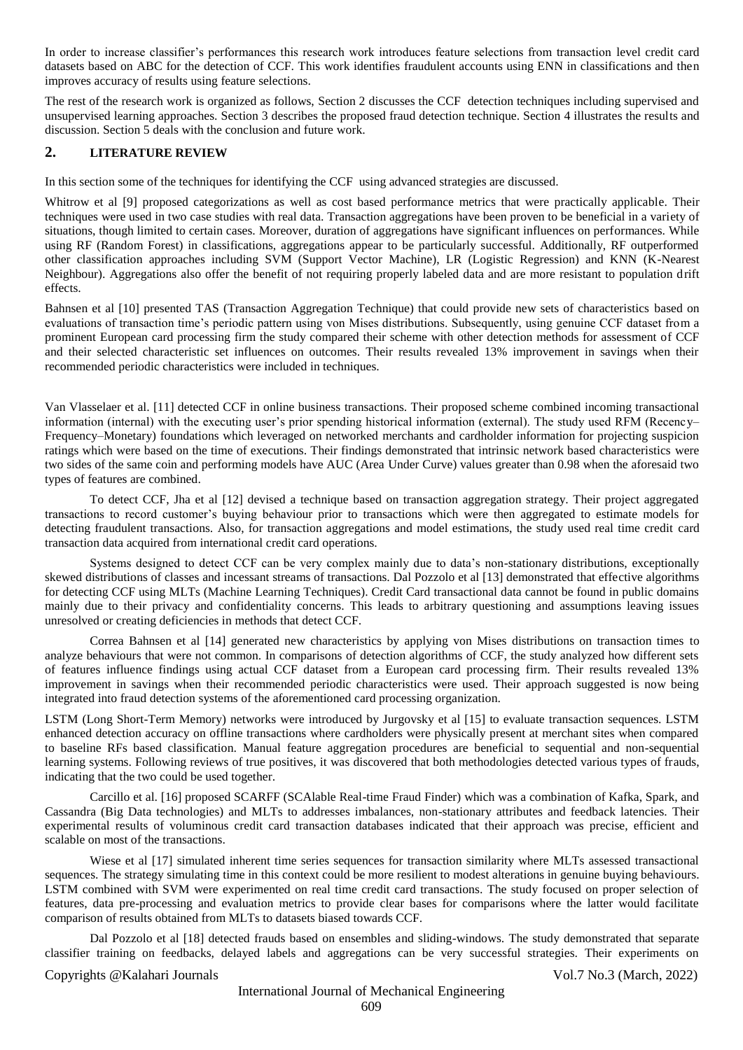In order to increase classifier's performances this research work introduces feature selections from transaction level credit card datasets based on ABC for the detection of CCF. This work identifies fraudulent accounts using ENN in classifications and then improves accuracy of results using feature selections.

The rest of the research work is organized as follows, Section 2 discusses the CCF detection techniques including supervised and unsupervised learning approaches. Section 3 describes the proposed fraud detection technique. Section 4 illustrates the results and discussion. Section 5 deals with the conclusion and future work.

## 2. LITERATURE REVIEW

In this section some of the techniques for identifying the CCF using advanced strategies are discussed.

Whitrow et al [9] proposed categorizations as well as cost based performance metrics that were practically applicable. Their techniques were used in two case studies with real data. Transaction aggregations have been proven to be beneficial in a variety of situations, though limited to certain cases. Moreover, duration of aggregations have significant influences on performances. While using RF (Random Forest) in classifications, aggregations appear to be particularly successful. Additionally, RF outperformed other classification approaches including SVM (Support Vector Machine), LR (Logistic Regression) and KNN (K-Nearest Neighbour). Aggregations also offer the benefit of not requiring properly labeled data and are more resistant to population drift effects.

Bahnsen et al [10] presented TAS (Transaction Aggregation Technique) that could provide new sets of characteristics based on evaluations of transaction time's periodic pattern using von Mises distributions. Subsequently, using genuine CCF dataset from a prominent European card processing firm the study compared their scheme with other detection methods for assessment of CCF and their selected characteristic set influences on outcomes. Their results revealed 13% improvement in savings when their recommended periodic characteristics were included in techniques.

Van Vlasselaer et al. [11] detected CCF in online business transactions. Their proposed scheme combined incoming transactional information (internal) with the executing user's prior spending historical information (external). The study used RFM (Recency–Frequency–Monetary) foundations which leveraged on networked merchants and cardholder information for projecting suspicion ratings which were based on the time of executions. Their findings demonstrated that intrinsic network based characteristics were two sides of the same coin and performing models have AUC (Area Under Curve) values greater than 0.98 when the aforesaid two types of features are combined.

To detect CCF, Jha et al [12] devised a technique based on transaction aggregation strategy. Their project aggregated transactions to record customer's buying behaviour prior to transactions which were then aggregated to estimate models for detecting fraudulent transactions. Also, for transaction aggregations and model estimations, the study used real time credit card transaction data acquired from international credit card operations.

Systems designed to detect CCF can be very complex mainly due to data's non-stationary distributions, exceptionally skewed distributions of classes and incessant streams of transactions. Dal Pozzolo et al [13] demonstrated that effective algorithms for detecting CCF using MLTs (Machine Learning Techniques). Credit Card transactional data cannot be found in public domains mainly due to their privacy and confidentiality concerns. This leads to arbitrary questioning and assumptions leaving issues unresolved or creating deficiencies in methods that detect CCF.

Correa Bahnsen et al [14] generated new characteristics by applying von Mises distributions on transaction times to analyze behaviours that were not common. In comparisons of detection algorithms of CCF, the study analyzed how different sets of features influence findings using actual CCF dataset from a European card processing firm. Their results revealed 13% improvement in savings when their recommended periodic characteristics were used. Their approach suggested is now being integrated into fraud detection systems of the aforementioned card processing organization.

LSTM (Long Short-Term Memory) networks were introduced by Jurgovsky et al [15] to evaluate transaction sequences. LSTM enhanced detection accuracy on offline transactions where cardholders were physically present at merchant sites when compared to baseline RFs based classification. Manual feature aggregation procedures are beneficial to sequential and non-sequential learning systems. Following reviews of true positives, it was discovered that both methodologies detected various types of frauds, indicating that the two could be used together.

Carcillo et al. [16] proposed SCARFF (SCAlable Real-time Fraud Finder) which was a combination of Kafka, Spark, and Cassandra (Big Data technologies) and MLTs to addresses imbalances, non-stationary attributes and feedback latencies. Their experimental results of voluminous credit card transaction databases indicated that their approach was precise, efficient and scalable on most of the transactions.

Wiese et al [17] simulated inherent time series sequences for transaction similarity where MLTs assessed transactional sequences. The strategy simulating time in this context could be more resilient to modest alterations in genuine buying behaviours. LSTM combined with SVM were experimented on real time credit card transactions. The study focused on proper selection of features, data pre-processing and evaluation metrics to provide clear bases for comparisons where the latter would facilitate comparison of results obtained from MLTs to datasets biased towards CCF.

Dal Pozzolo et al [18] detected frauds based on ensembles and sliding-windows. The study demonstrated that separate classifier training on feedbacks, delayed labels and aggregations can be very successful strategies. Their experiments on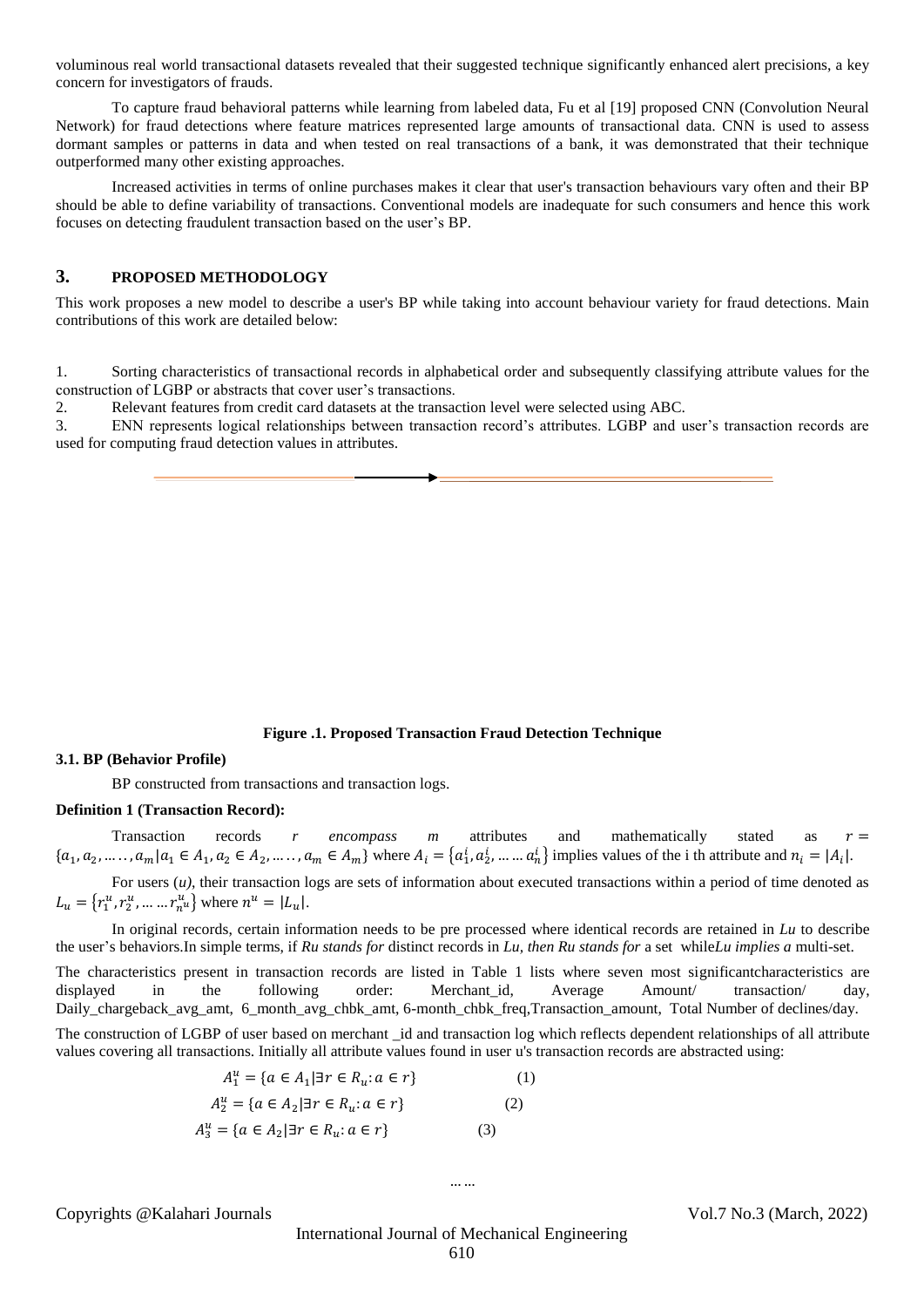voluminous real world transactional datasets revealed that their suggested technique significantly enhanced alert precisions, a key concern for investigators of frauds.

To capture fraud behavioral patterns while learning from labeled data, Fu et al [19] proposed CNN (Convolution Neural Network) for fraud detections where feature matrices represented large amounts of transactional data. CNN is used to assess dormant samples or patterns in data and when tested on real transactions of a bank, it was demonstrated that their technique outperformed many other existing approaches.

Increased activities in terms of online purchases makes it clear that user's transaction behaviours vary often and their BP should be able to define variability of transactions. Conventional models are inadequate for such consumers and hence this work focuses on detecting fraudulent transaction based on the user's BP.

## 3. PROPOSED METHODOLOGY

This work proposes a new model to describe a user's BP while taking into account behaviour variety for fraud detections. Main contributions of this work are detailed below:

1. Sorting characteristics of transactional records in alphabetical order and subsequently classifying attribute values for the construction of LGBP or abstracts that cover user's transactions.
2. Relevant features from credit card datasets at the transaction level were selected using ABC.
3. ENN represents logical relationships between transaction record's attributes. LGBP and user's transaction records are used for computing fraud detection values in attributes.

**Figure .1. Proposed Transaction Fraud Detection Technique**

### 3.1. BP (Behavior Profile)

BP constructed from transactions and transaction logs.

**Definition 1 (Transaction Record):**

Transaction records *r encompass m* attributes and mathematically stated as $r = \{a_1, a_2, \ldots\ldots, a_m | a_1 \in A_1, a_2 \in A_2, \ldots\ldots, a_m \in A_m\}$ where $A_i = \{a_1^i, a_2^i, \ldots\ldots a_n^i\}$ implies values of the i th attribute and $n_i = |A_i|$.

For users (*u*), their transaction logs are sets of information about executed transactions within a period of time denoted as $L_u = \{r_1^u, r_2^u, \ldots\ldots r_{n^u}^u\}$ where $n^u = |L_u|$.

In original records, certain information needs to be pre processed where identical records are retained in *Lu* to describe the user's behaviors.In simple terms, if *Ru stands for* distinct records in *Lu, then Ru stands for* a set while*Lu implies a* multi-set.

The characteristics present in transaction records are listed in Table 1 lists where seven most significantcharacteristics are displayed in the following order: Merchant_id, Average Amount/ transaction/ day, Daily_chargeback_avg_amt, 6_month_avg_chbk_amt, 6-month_chbk_freq,Transaction_amount, Total Number of declines/day.

The construction of LGBP of user based on merchant _id and transaction log which reflects dependent relationships of all attribute values covering all transactions. Initially all attribute values found in user u's transaction records are abstracted using:

$$A_1^u = \{a \in A_1 | \exists r \in R_u : a \in r\} \quad (1)$$

$$A_2^u = \{a \in A_2 | \exists r \in R_u : a \in r\} \quad (2)$$

$$A_3^u = \{a \in A_2 | \exists r \in R_u : a \in r\} \quad (3)$$

$$\ldots\ldots$$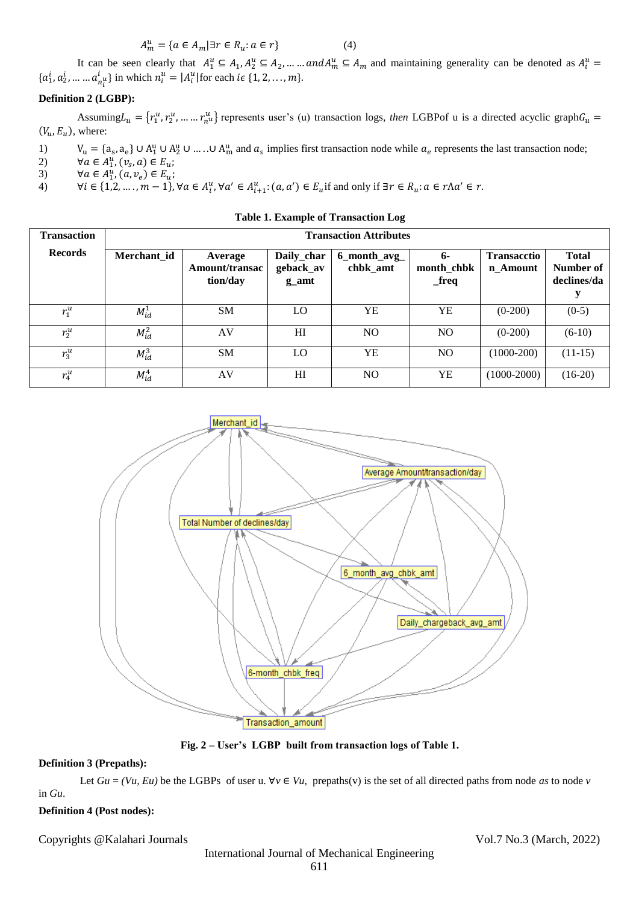$$A_m^u = \{a \in A_m | \exists r \in R_u : a \in r\} \qquad (4)$$

It can be seen clearly that $A_1^u \subseteq A_1, A_2^u \subseteq A_2, \ldots \ldots and A_m^u \subseteq A_m$ and maintaining generality can be denoted as $A_i^u = \{a_1^i, a_2^i, \ldots \ldots a_{n_i^u}^i\}$ in which $n_i^u = |A_i^u|$ for each $i \epsilon \{1, 2, \ldots, m\}$.

**Definition 2 (LGBP):**

Assuming $L_u = \{r_1^u, r_2^u, \ldots \ldots r_{n^u}^u\}$ represents user's (u) transaction logs, *then* LGBPof u is a directed acyclic graph $G_u = (V_u, E_u)$, where:

1) $V_u = \{a_s, a_e\} \cup A_1^u \cup A_2^u \cup \ldots . . \cup A_m^u$ and $a_s$ implies first transaction node while $a_e$ represents the last transaction node;
2) $\forall a \in A_1^u, (v_s, a) \in E_u$;
3) $\forall a \in A_1^u, (a, v_e) \in E_u$;
4) $\forall i \in \{1,2, \ldots ., m-1\}, \forall a \in A_i^u, \forall a' \in A_{i+1}^u : (a, a') \in E_u$ if and only if $\exists r \in R_u : a \in r \Lambda a' \in r$.

**Table 1. Example of Transaction Log**

| Transaction Records | Transaction Attributes | | | | | | |
|---|---|---|---|---|---|---|---|
| | Merchant_id | Average Amount/transaction/day | Daily_chargeback_avg_amt | 6_month_avg_chbk_amt | 6-month_chbk_freq | Transacction_Amount | Total Number of declines/day |
| $r_1^u$ | $M_{id}^1$ | SM | LO | YE | YE | (0-200) | (0-5) |
| $r_2^u$ | $M_{id}^2$ | AV | HI | NO | NO | (0-200) | (6-10) |
| $r_3^u$ | $M_{id}^3$ | SM | LO | YE | NO | (1000-200) | (11-15) |
| $r_4^u$ | $M_{id}^4$ | AV | HI | NO | YE | (1000-2000) | (16-20) |

**Fig. 2 – User's LGBP built from transaction logs of Table 1.**

**Definition 3 (Prepaths):**

Let *Gu = (Vu, Eu)* be the LGBPs of user u. $\forall v \in Vu$, prepaths(v) is the set of all directed paths from node *as* to node *v* in *Gu*.

**Definition 4 (Post nodes):**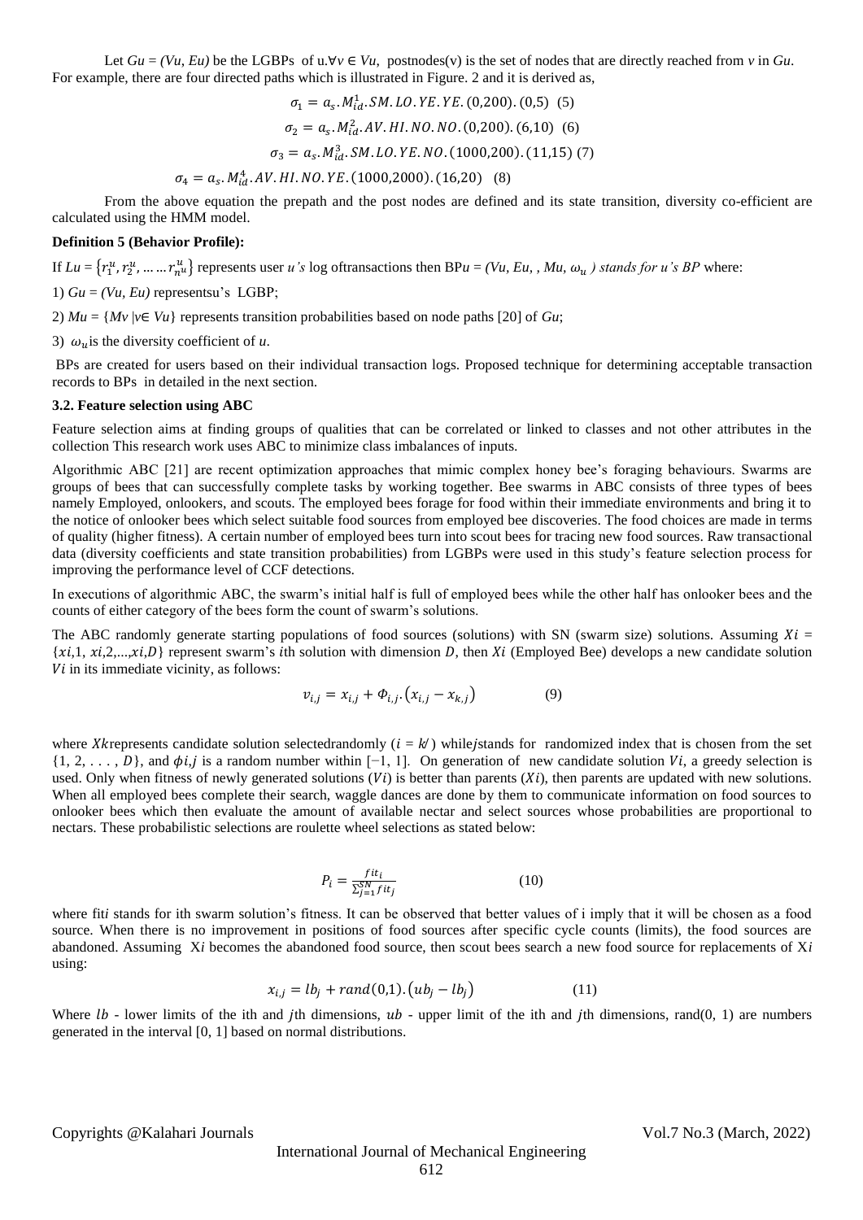Let $Gu = (Vu, Eu)$ be the LGBPs of u.$\forall v \in Vu$, postnodes(v) is the set of nodes that are directly reached from $v$ in $Gu$. For example, there are four directed paths which is illustrated in Figure. 2 and it is derived as,

$$\sigma_1 = a_s.M_{id}^1.SM.LO.YE.YE.(0,200).(0,5) \quad (5)$$

$$\sigma_2 = a_s.M_{id}^2.AV.HI.NO.NO.(0,200).(6,10) \quad (6)$$

$$\sigma_3 = a_s.M_{id}^3.SM.LO.YE.NO.(1000,200).(11,15) \quad (7)$$

$$\sigma_4 = a_s.M_{id}^4.AV.HI.NO.YE.(1000,2000).(16,20) \quad (8)$$

From the above equation the prepath and the post nodes are defined and its state transition, diversity co-efficient are calculated using the HMM model.

**Definition 5 (Behavior Profile):**

If $Lu = \{r_1^u, r_2^u, \dots \dots r_{n^u}^u\}$ represents user *u's* log oftransactions then BP$u$ = *(Vu, Eu, , Mu,* $\omega_u$ *) stands for u's BP* where:

1) $Gu = (Vu, Eu)$ representsu's LGBP;

2) $Mu = \{Mv \mid v \in Vu\}$ represents transition probabilities based on node paths [20] of $Gu$;

3) $\omega_u$ is the diversity coefficient of $u$.

BPs are created for users based on their individual transaction logs. Proposed technique for determining acceptable transaction records to BPs in detailed in the next section.

**3.2. Feature selection using ABC**

Feature selection aims at finding groups of qualities that can be correlated or linked to classes and not other attributes in the collection This research work uses ABC to minimize class imbalances of inputs.

Algorithmic ABC [21] are recent optimization approaches that mimic complex honey bee's foraging behaviours. Swarms are groups of bees that can successfully complete tasks by working together. Bee swarms in ABC consists of three types of bees namely Employed, onlookers, and scouts. The employed bees forage for food within their immediate environments and bring it to the notice of onlooker bees which select suitable food sources from employed bee discoveries. The food choices are made in terms of quality (higher fitness). A certain number of employed bees turn into scout bees for tracing new food sources. Raw transactional data (diversity coefficients and state transition probabilities) from LGBPs were used in this study's feature selection process for improving the performance level of CCF detections.

In executions of algorithmic ABC, the swarm's initial half is full of employed bees while the other half has onlooker bees and the counts of either category of the bees form the count of swarm's solutions.

The ABC randomly generate starting populations of food sources (solutions) with SN (swarm size) solutions. Assuming $Xi = \{xi,1, xi,2,...,xi,D\}$ represent swarm's $i$th solution with dimension $D$, then $Xi$ (Employed Bee) develops a new candidate solution $Vi$ in its immediate vicinity, as follows:

$$v_{i,j} = x_{i,j} + \Phi_{i,j}.(x_{i,j} - x_{k,j}) \qquad (9)$$

where $Xk$represents candidate solution selectedrandomly ($i = k$/) while$j$stands for randomized index that is chosen from the set $\{1, 2, \dots, D\}$, and $\phi i,j$ is a random number within $[-1, 1]$. On generation of new candidate solution $Vi$, a greedy selection is used. Only when fitness of newly generated solutions ($Vi$) is better than parents ($Xi$), then parents are updated with new solutions. When all employed bees complete their search, waggle dances are done by them to communicate information on food sources to onlooker bees which then evaluate the amount of available nectar and select sources whose probabilities are proportional to nectars. These probabilistic selections are roulette wheel selections as stated below:

$$P_i = \frac{fit_i}{\sum_{j=1}^{SN} fit_j} \qquad (10)$$

where fit$i$ stands for ith swarm solution's fitness. It can be observed that better values of i imply that it will be chosen as a food source. When there is no improvement in positions of food sources after specific cycle counts (limits), the food sources are abandoned. Assuming X$i$ becomes the abandoned food source, then scout bees search a new food source for replacements of X$i$ using:

$$x_{i,j} = lb_j + rand(0,1).(ub_j - lb_j) \qquad (11)$$

Where $lb$ - lower limits of the ith and $j$th dimensions, $ub$ - upper limit of the ith and $j$th dimensions, rand(0, 1) are numbers generated in the interval [0, 1] based on normal distributions.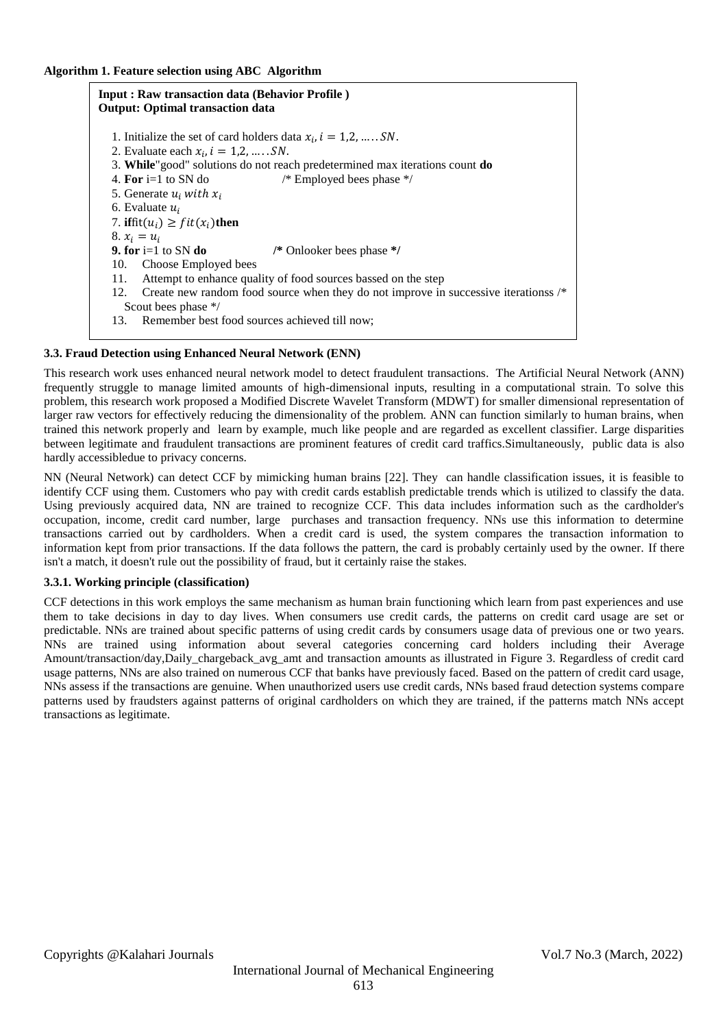**Algorithm 1. Feature selection using ABC Algorithm**

**Input : Raw transaction data (Behavior Profile )**
**Output: Optimal transaction data**

1. Initialize the set of card holders data $x_i, i = 1,2, \ldots \ldots SN$.
2. Evaluate each $x_i, i = 1,2, \ldots \ldots SN$.
3. **While**"good" solutions do not reach predetermined max iterations count **do**
4. **For** i=1 to SN do /* Employed bees phase */
5. Generate $u_i$ $with$ $x_i$
6. Evaluate $u_i$
7. **if**fit($u_i$) $\geq fit(x_i)$**then**
8. $x_i = u_i$
9. **for** i=1 to SN **do** **/*** Onlooker bees phase ***/**
10. Choose Employed bees
11. Attempt to enhance quality of food sources bassed on the step
12. Create new random food source when they do not improve in successive iterationss /* Scout bees phase */
13. Remember best food sources achieved till now;

### 3.3. Fraud Detection using Enhanced Neural Network (ENN)

This research work uses enhanced neural network model to detect fraudulent transactions. The Artificial Neural Network (ANN) frequently struggle to manage limited amounts of high-dimensional inputs, resulting in a computational strain. To solve this problem, this research work proposed a Modified Discrete Wavelet Transform (MDWT) for smaller dimensional representation of larger raw vectors for effectively reducing the dimensionality of the problem. ANN can function similarly to human brains, when trained this network properly and learn by example, much like people and are regarded as excellent classifier. Large disparities between legitimate and fraudulent transactions are prominent features of credit card traffics.Simultaneously, public data is also hardly accessibledue to privacy concerns.

NN (Neural Network) can detect CCF by mimicking human brains [22]. They can handle classification issues, it is feasible to identify CCF using them. Customers who pay with credit cards establish predictable trends which is utilized to classify the data. Using previously acquired data, NN are trained to recognize CCF. This data includes information such as the cardholder's occupation, income, credit card number, large purchases and transaction frequency. NNs use this information to determine transactions carried out by cardholders. When a credit card is used, the system compares the transaction information to information kept from prior transactions. If the data follows the pattern, the card is probably certainly used by the owner. If there isn't a match, it doesn't rule out the possibility of fraud, but it certainly raise the stakes.

#### 3.3.1. Working principle (classification)

CCF detections in this work employs the same mechanism as human brain functioning which learn from past experiences and use them to take decisions in day to day lives. When consumers use credit cards, the patterns on credit card usage are set or predictable. NNs are trained about specific patterns of using credit cards by consumers usage data of previous one or two years. NNs are trained using information about several categories concerning card holders including their Average Amount/transaction/day,Daily_chargeback_avg_amt and transaction amounts as illustrated in Figure 3. Regardless of credit card usage patterns, NNs are also trained on numerous CCF that banks have previously faced. Based on the pattern of credit card usage, NNs assess if the transactions are genuine. When unauthorized users use credit cards, NNs based fraud detection systems compare patterns used by fraudsters against patterns of original cardholders on which they are trained, if the patterns match NNs accept transactions as legitimate.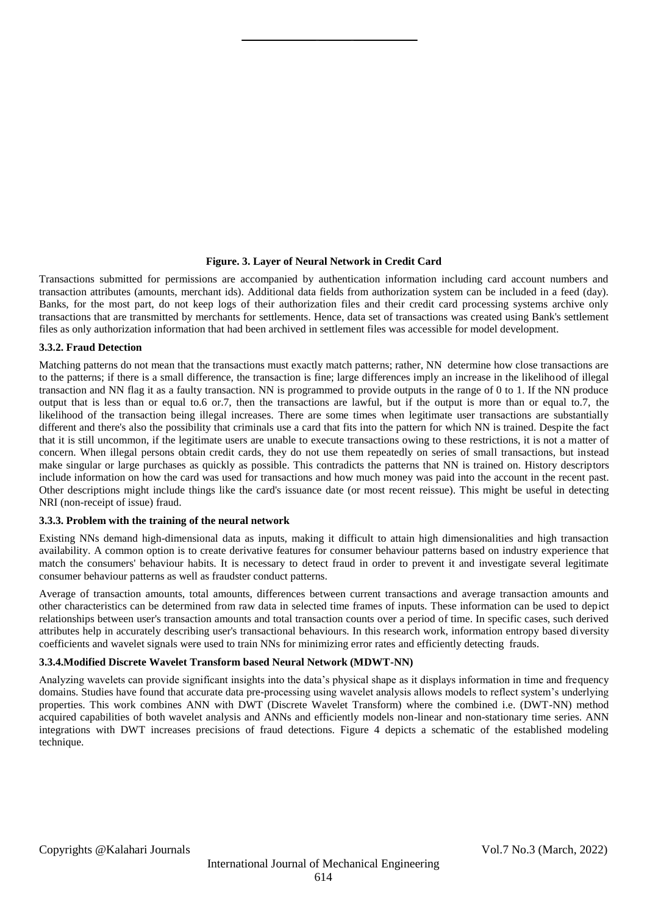**Figure. 3. Layer of Neural Network in Credit Card**

Transactions submitted for permissions are accompanied by authentication information including card account numbers and transaction attributes (amounts, merchant ids). Additional data fields from authorization system can be included in a feed (day). Banks, for the most part, do not keep logs of their authorization files and their credit card processing systems archive only transactions that are transmitted by merchants for settlements. Hence, data set of transactions was created using Bank's settlement files as only authorization information that had been archived in settlement files was accessible for model development.

### 3.3.2. Fraud Detection

Matching patterns do not mean that the transactions must exactly match patterns; rather, NN determine how close transactions are to the patterns; if there is a small difference, the transaction is fine; large differences imply an increase in the likelihood of illegal transaction and NN flag it as a faulty transaction. NN is programmed to provide outputs in the range of 0 to 1. If the NN produce output that is less than or equal to.6 or.7, then the transactions are lawful, but if the output is more than or equal to.7, the likelihood of the transaction being illegal increases. There are some times when legitimate user transactions are substantially different and there's also the possibility that criminals use a card that fits into the pattern for which NN is trained. Despite the fact that it is still uncommon, if the legitimate users are unable to execute transactions owing to these restrictions, it is not a matter of concern. When illegal persons obtain credit cards, they do not use them repeatedly on series of small transactions, but instead make singular or large purchases as quickly as possible. This contradicts the patterns that NN is trained on. History descriptors include information on how the card was used for transactions and how much money was paid into the account in the recent past. Other descriptions might include things like the card's issuance date (or most recent reissue). This might be useful in detecting NRI (non-receipt of issue) fraud.

### 3.3.3. Problem with the training of the neural network

Existing NNs demand high-dimensional data as inputs, making it difficult to attain high dimensionalities and high transaction availability. A common option is to create derivative features for consumer behaviour patterns based on industry experience that match the consumers' behaviour habits. It is necessary to detect fraud in order to prevent it and investigate several legitimate consumer behaviour patterns as well as fraudster conduct patterns.

Average of transaction amounts, total amounts, differences between current transactions and average transaction amounts and other characteristics can be determined from raw data in selected time frames of inputs. These information can be used to depict relationships between user's transaction amounts and total transaction counts over a period of time. In specific cases, such derived attributes help in accurately describing user's transactional behaviours. In this research work, information entropy based diversity coefficients and wavelet signals were used to train NNs for minimizing error rates and efficiently detecting frauds.

### 3.3.4.Modified Discrete Wavelet Transform based Neural Network (MDWT-NN)

Analyzing wavelets can provide significant insights into the data's physical shape as it displays information in time and frequency domains. Studies have found that accurate data pre-processing using wavelet analysis allows models to reflect system's underlying properties. This work combines ANN with DWT (Discrete Wavelet Transform) where the combined i.e. (DWT-NN) method acquired capabilities of both wavelet analysis and ANNs and efficiently models non-linear and non-stationary time series. ANN integrations with DWT increases precisions of fraud detections. Figure 4 depicts a schematic of the established modeling technique.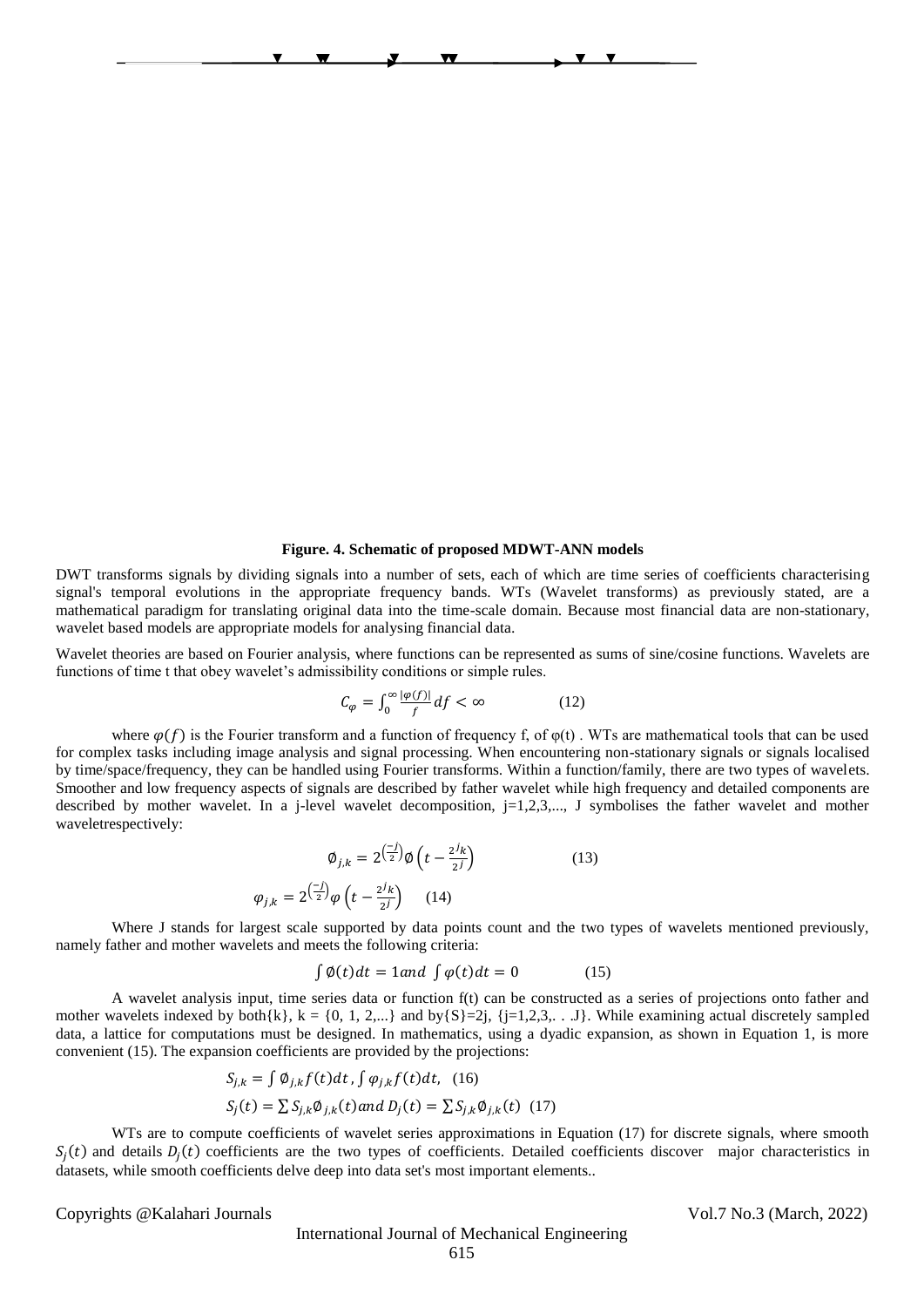**Figure. 4. Schematic of proposed MDWT-ANN models**

DWT transforms signals by dividing signals into a number of sets, each of which are time series of coefficients characterising signal's temporal evolutions in the appropriate frequency bands. WTs (Wavelet transforms) as previously stated, are a mathematical paradigm for translating original data into the time-scale domain. Because most financial data are non-stationary, wavelet based models are appropriate models for analysing financial data.

Wavelet theories are based on Fourier analysis, where functions can be represented as sums of sine/cosine functions. Wavelets are functions of time t that obey wavelet's admissibility conditions or simple rules.

$$C_{\varphi} = \int_{0}^{\infty} \frac{|\varphi(f)|}{f} df < \infty \qquad (12)$$

where $\varphi(f)$ is the Fourier transform and a function of frequency f, of φ(t) . WTs are mathematical tools that can be used for complex tasks including image analysis and signal processing. When encountering non-stationary signals or signals localised by time/space/frequency, they can be handled using Fourier transforms. Within a function/family, there are two types of wavelets. Smoother and low frequency aspects of signals are described by father wavelet while high frequency and detailed components are described by mother wavelet. In a j-level wavelet decomposition, j=1,2,3,..., J symbolises the father wavelet and mother waveletrespectively:

$$\emptyset_{j,k} = 2^{\left(\frac{-j}{2}\right)} \emptyset \left(t - \frac{2^{j}k}{2^{j}}\right) \qquad (13)$$

$$\varphi_{j,k} = 2^{\left(\frac{-j}{2}\right)} \varphi \left(t - \frac{2^{j}k}{2^{j}}\right) \qquad (14)$$

Where J stands for largest scale supported by data points count and the two types of wavelets mentioned previously, namely father and mother wavelets and meets the following criteria:

$$\int \emptyset(t)dt = 1 \, and \, \int \varphi(t)dt = 0 \qquad (15)$$

A wavelet analysis input, time series data or function f(t) can be constructed as a series of projections onto father and mother wavelets indexed by both{k}, k = {0, 1, 2,...} and by{S}=2j, {j=1,2,3,. . .J}. While examining actual discretely sampled data, a lattice for computations must be designed. In mathematics, using a dyadic expansion, as shown in Equation 1, is more convenient (15). The expansion coefficients are provided by the projections:

$$S_{j,k} = \int \emptyset_{j,k} f(t)dt \, , \int \varphi_{j,k} f(t)dt, \quad (16)$$

$$S_{j}(t) = \sum S_{j,k} \emptyset_{j,k}(t) and \, D_{j}(t) = \sum S_{j,k} \emptyset_{j,k}(t) \quad (17)$$

WTs are to compute coefficients of wavelet series approximations in Equation (17) for discrete signals, where smooth $S_j(t)$ and details $D_j(t)$ coefficients are the two types of coefficients. Detailed coefficients discover major characteristics in datasets, while smooth coefficients delve deep into data set's most important elements..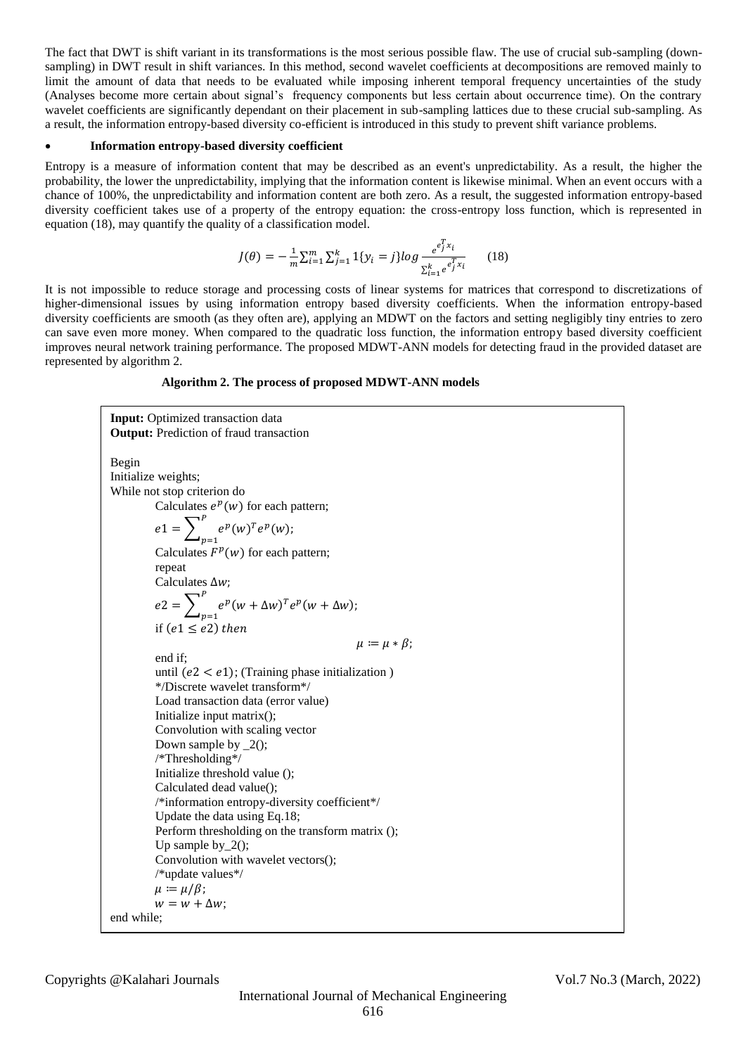The fact that DWT is shift variant in its transformations is the most serious possible flaw. The use of crucial sub-sampling (down-sampling) in DWT result in shift variances. In this method, second wavelet coefficients at decompositions are removed mainly to limit the amount of data that needs to be evaluated while imposing inherent temporal frequency uncertainties of the study (Analyses become more certain about signal's frequency components but less certain about occurrence time). On the contrary wavelet coefficients are significantly dependant on their placement in sub-sampling lattices due to these crucial sub-sampling. As a result, the information entropy-based diversity co-efficient is introduced in this study to prevent shift variance problems.

- **Information entropy-based diversity coefficient**

Entropy is a measure of information content that may be described as an event's unpredictability. As a result, the higher the probability, the lower the unpredictability, implying that the information content is likewise minimal. When an event occurs with a chance of 100%, the unpredictability and information content are both zero. As a result, the suggested information entropy-based diversity coefficient takes use of a property of the entropy equation: the cross-entropy loss function, which is represented in equation (18), may quantify the quality of a classification model.

$$J(\theta) = -\frac{1}{m}\sum_{i=1}^{m}\sum_{j=1}^{k} 1\{y_i = j\} log \frac{e^{e_j^T x_i}}{\sum_{l=1}^{k} e^{e_l^T x_i}} \quad (18)$$

It is not impossible to reduce storage and processing costs of linear systems for matrices that correspond to discretizations of higher-dimensional issues by using information entropy based diversity coefficients. When the information entropy-based diversity coefficients are smooth (as they often are), applying an MDWT on the factors and setting negligibly tiny entries to zero can save even more money. When compared to the quadratic loss function, the information entropy based diversity coefficient improves neural network training performance. The proposed MDWT-ANN models for detecting fraud in the provided dataset are represented by algorithm 2.

**Algorithm 2. The process of proposed MDWT-ANN models**

**Input:** Optimized transaction data
**Output:** Prediction of fraud transaction

Begin
Initialize weights;
While not stop criterion do
  Calculates $e^p(w)$ for each pattern;
  $e1 = \sum_{p=1}^{P} e^p(w)^T e^p(w)$;
  Calculates $F^p(w)$ for each pattern;
  repeat
  Calculates $\Delta w$;
  $e2 = \sum_{p=1}^{P} e^p(w + \Delta w)^T e^p(w + \Delta w)$;
  if $(e1 \leq e2)$ *then*
    $\mu := \mu * \beta$;
  end if;
  until $(e2 < e1)$; (Training phase initialization )
  */Discrete wavelet transform*/
  Load transaction data (error value)
  Initialize input matrix();
  Convolution with scaling vector
  Down sample by _2();
  /*Thresholding*/
  Initialize threshold value ();
  Calculated dead value();
  /*information entropy-diversity coefficient*/
  Update the data using Eq.18;
  Perform thresholding on the transform matrix ();
  Up sample by_2();
  Convolution with wavelet vectors();
  /*update values*/
  $\mu := \mu/\beta$;
  $w = w + \Delta w$;
end while;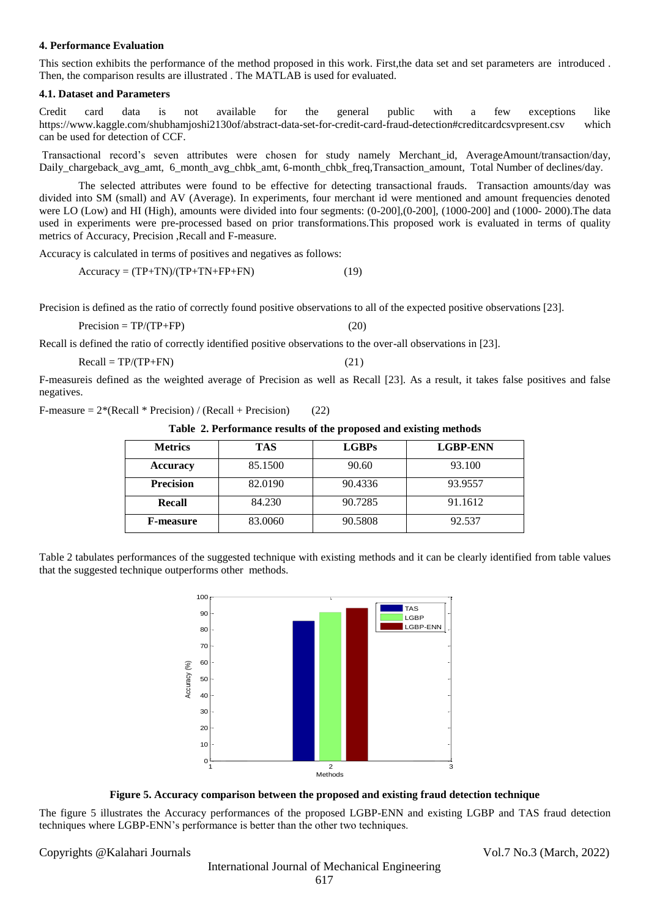### 4. Performance Evaluation

This section exhibits the performance of the method proposed in this work. First,the data set and set parameters are introduced . Then, the comparison results are illustrated . The MATLAB is used for evaluated.

#### 4.1. Dataset and Parameters

Credit card data is not available for the general public with a few exceptions like https://www.kaggle.com/shubhamjoshi2130of/abstract-data-set-for-credit-card-fraud-detection#creditcardcsvpresent.csv which can be used for detection of CCF.

Transactional record's seven attributes were chosen for study namely Merchant_id, AverageAmount/transaction/day, Daily_chargeback_avg_amt, 6_month_avg_chbk_amt, 6-month_chbk_freq,Transaction_amount, Total Number of declines/day.

The selected attributes were found to be effective for detecting transactional frauds. Transaction amounts/day was divided into SM (small) and AV (Average). In experiments, four merchant id were mentioned and amount frequencies denoted were LO (Low) and HI (High), amounts were divided into four segments: (0-200],(0-200], (1000-200] and (1000- 2000).The data used in experiments were pre-processed based on prior transformations.This proposed work is evaluated in terms of quality metrics of Accuracy, Precision ,Recall and F-measure.

Accuracy is calculated in terms of positives and negatives as follows:

$$\text{Accuracy} = (TP+TN)/(TP+TN+FP+FN) \qquad (19)$$

Precision is defined as the ratio of correctly found positive observations to all of the expected positive observations [23].

$$\text{Precision} = TP/(TP+FP) \qquad (20)$$

Recall is defined the ratio of correctly identified positive observations to the over-all observations in [23].

$$\text{Recall} = TP/(TP+FN) \qquad (21)$$

F-measureis defined as the weighted average of Precision as well as Recall [23]. As a result, it takes false positives and false negatives.

$$\text{F-measure} = 2*(\text{Recall} * \text{Precision}) / (\text{Recall} + \text{Precision}) \qquad (22)$$

**Table 2. Performance results of the proposed and existing methods**

| Metrics | TAS | LGBPs | LGBP-ENN |
|---|---|---|---|
| **Accuracy** | 85.1500 | 90.60 | 93.100 |
| **Precision** | 82.0190 | 90.4336 | 93.9557 |
| **Recall** | 84.230 | 90.7285 | 91.1612 |
| **F-measure** | 83.0060 | 90.5808 | 92.537 |

Table 2 tabulates performances of the suggested technique with existing methods and it can be clearly identified from table values that the suggested technique outperforms other methods.

**Figure 5. Accuracy comparison between the proposed and existing fraud detection technique**

The figure 5 illustrates the Accuracy performances of the proposed LGBP-ENN and existing LGBP and TAS fraud detection techniques where LGBP-ENN's performance is better than the other two techniques.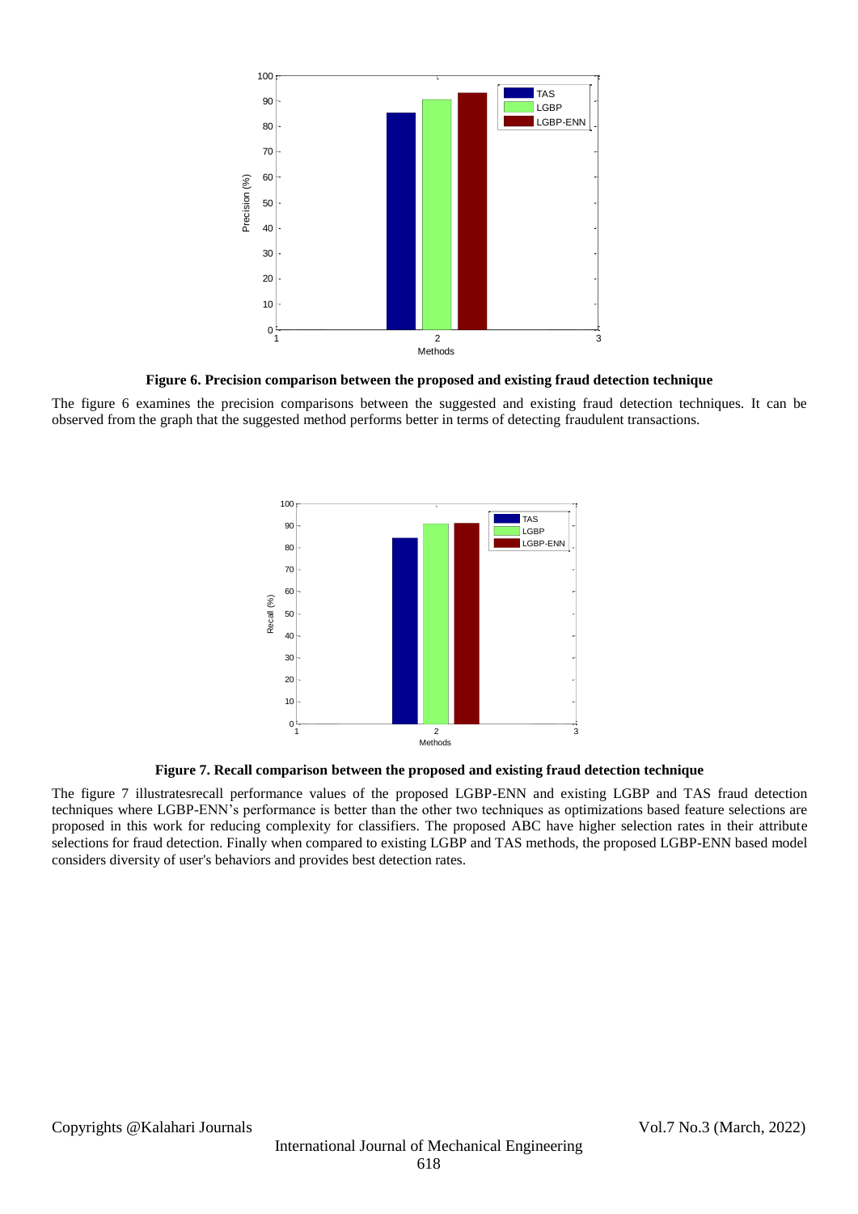**Figure 6. Precision comparison between the proposed and existing fraud detection technique**

The figure 6 examines the precision comparisons between the suggested and existing fraud detection techniques. It can be observed from the graph that the suggested method performs better in terms of detecting fraudulent transactions.

**Figure 7. Recall comparison between the proposed and existing fraud detection technique**

The figure 7 illustratesrecall performance values of the proposed LGBP-ENN and existing LGBP and TAS fraud detection techniques where LGBP-ENN's performance is better than the other two techniques as optimizations based feature selections are proposed in this work for reducing complexity for classifiers. The proposed ABC have higher selection rates in their attribute selections for fraud detection. Finally when compared to existing LGBP and TAS methods, the proposed LGBP-ENN based model considers diversity of user's behaviors and provides best detection rates.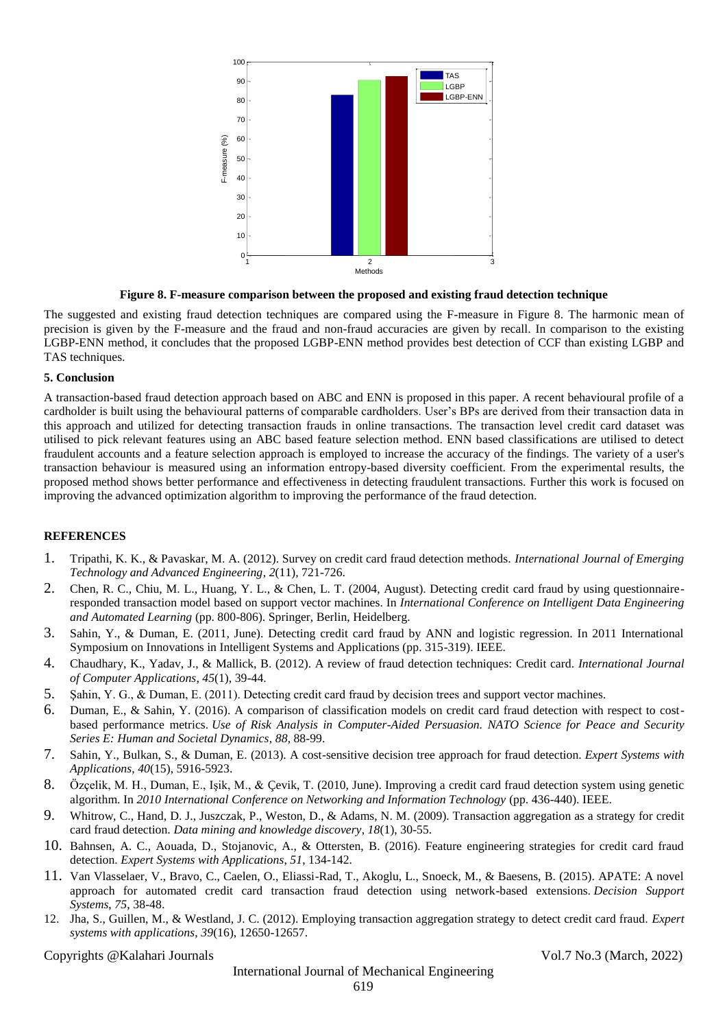**Figure 8. F-measure comparison between the proposed and existing fraud detection technique**

The suggested and existing fraud detection techniques are compared using the F-measure in Figure 8. The harmonic mean of precision is given by the F-measure and the fraud and non-fraud accuracies are given by recall. In comparison to the existing LGBP-ENN method, it concludes that the proposed LGBP-ENN method provides best detection of CCF than existing LGBP and TAS techniques.

### 5. Conclusion

A transaction-based fraud detection approach based on ABC and ENN is proposed in this paper. A recent behavioural profile of a cardholder is built using the behavioural patterns of comparable cardholders. User's BPs are derived from their transaction data in this approach and utilized for detecting transaction frauds in online transactions. The transaction level credit card dataset was utilised to pick relevant features using an ABC based feature selection method. ENN based classifications are utilised to detect fraudulent accounts and a feature selection approach is employed to increase the accuracy of the findings. The variety of a user's transaction behaviour is measured using an information entropy-based diversity coefficient. From the experimental results, the proposed method shows better performance and effectiveness in detecting fraudulent transactions. Further this work is focused on improving the advanced optimization algorithm to improving the performance of the fraud detection.

## REFERENCES

1. Tripathi, K. K., & Pavaskar, M. A. (2012). Survey on credit card fraud detection methods. *International Journal of Emerging Technology and Advanced Engineering*, *2*(11), 721-726.
2. Chen, R. C., Chiu, M. L., Huang, Y. L., & Chen, L. T. (2004, August). Detecting credit card fraud by using questionnaire-responded transaction model based on support vector machines. In *International Conference on Intelligent Data Engineering and Automated Learning* (pp. 800-806). Springer, Berlin, Heidelberg.
3. Sahin, Y., & Duman, E. (2011, June). Detecting credit card fraud by ANN and logistic regression. In 2011 International Symposium on Innovations in Intelligent Systems and Applications (pp. 315-319). IEEE.
4. Chaudhary, K., Yadav, J., & Mallick, B. (2012). A review of fraud detection techniques: Credit card. *International Journal of Computer Applications*, *45*(1), 39-44.
5. Şahin, Y. G., & Duman, E. (2011). Detecting credit card fraud by decision trees and support vector machines.
6. Duman, E., & Sahin, Y. (2016). A comparison of classification models on credit card fraud detection with respect to cost-based performance metrics. *Use of Risk Analysis in Computer-Aided Persuasion. NATO Science for Peace and Security Series E: Human and Societal Dynamics*, *88*, 88-99.
7. Sahin, Y., Bulkan, S., & Duman, E. (2013). A cost-sensitive decision tree approach for fraud detection. *Expert Systems with Applications*, *40*(15), 5916-5923.
8. Özçelik, M. H., Duman, E., Işik, M., & Çevik, T. (2010, June). Improving a credit card fraud detection system using genetic algorithm. In *2010 International Conference on Networking and Information Technology* (pp. 436-440). IEEE.
9. Whitrow, C., Hand, D. J., Juszczak, P., Weston, D., & Adams, N. M. (2009). Transaction aggregation as a strategy for credit card fraud detection. *Data mining and knowledge discovery*, *18*(1), 30-55.
10. Bahnsen, A. C., Aouada, D., Stojanovic, A., & Ottersten, B. (2016). Feature engineering strategies for credit card fraud detection. *Expert Systems with Applications*, *51*, 134-142.
11. Van Vlasselaer, V., Bravo, C., Caelen, O., Eliassi-Rad, T., Akoglu, L., Snoeck, M., & Baesens, B. (2015). APATE: A novel approach for automated credit card transaction fraud detection using network-based extensions. *Decision Support Systems*, *75*, 38-48.
12. Jha, S., Guillen, M., & Westland, J. C. (2012). Employing transaction aggregation strategy to detect credit card fraud. *Expert systems with applications*, *39*(16), 12650-12657.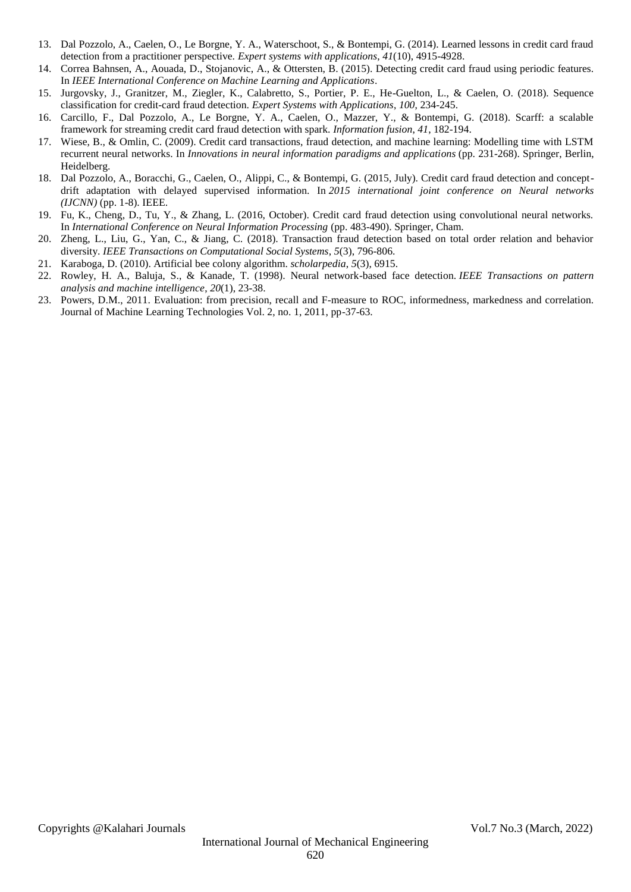13. Dal Pozzolo, A., Caelen, O., Le Borgne, Y. A., Waterschoot, S., & Bontempi, G. (2014). Learned lessons in credit card fraud detection from a practitioner perspective. *Expert systems with applications*, *41*(10), 4915-4928.
14. Correa Bahnsen, A., Aouada, D., Stojanovic, A., & Ottersten, B. (2015). Detecting credit card fraud using periodic features. In *IEEE International Conference on Machine Learning and Applications*.
15. Jurgovsky, J., Granitzer, M., Ziegler, K., Calabretto, S., Portier, P. E., He-Guelton, L., & Caelen, O. (2018). Sequence classification for credit-card fraud detection. *Expert Systems with Applications*, *100*, 234-245.
16. Carcillo, F., Dal Pozzolo, A., Le Borgne, Y. A., Caelen, O., Mazzer, Y., & Bontempi, G. (2018). Scarff: a scalable framework for streaming credit card fraud detection with spark. *Information fusion*, *41*, 182-194.
17. Wiese, B., & Omlin, C. (2009). Credit card transactions, fraud detection, and machine learning: Modelling time with LSTM recurrent neural networks. In *Innovations in neural information paradigms and applications* (pp. 231-268). Springer, Berlin, Heidelberg.
18. Dal Pozzolo, A., Boracchi, G., Caelen, O., Alippi, C., & Bontempi, G. (2015, July). Credit card fraud detection and concept-drift adaptation with delayed supervised information. In *2015 international joint conference on Neural networks (IJCNN)* (pp. 1-8). IEEE.
19. Fu, K., Cheng, D., Tu, Y., & Zhang, L. (2016, October). Credit card fraud detection using convolutional neural networks. In *International Conference on Neural Information Processing* (pp. 483-490). Springer, Cham.
20. Zheng, L., Liu, G., Yan, C., & Jiang, C. (2018). Transaction fraud detection based on total order relation and behavior diversity. *IEEE Transactions on Computational Social Systems*, *5*(3), 796-806.
21. Karaboga, D. (2010). Artificial bee colony algorithm. *scholarpedia*, *5*(3), 6915.
22. Rowley, H. A., Baluja, S., & Kanade, T. (1998). Neural network-based face detection. *IEEE Transactions on pattern analysis and machine intelligence*, *20*(1), 23-38.
23. Powers, D.M., 2011. Evaluation: from precision, recall and F-measure to ROC, informedness, markedness and correlation. Journal of Machine Learning Technologies Vol. 2, no. 1, 2011, pp-37-63.